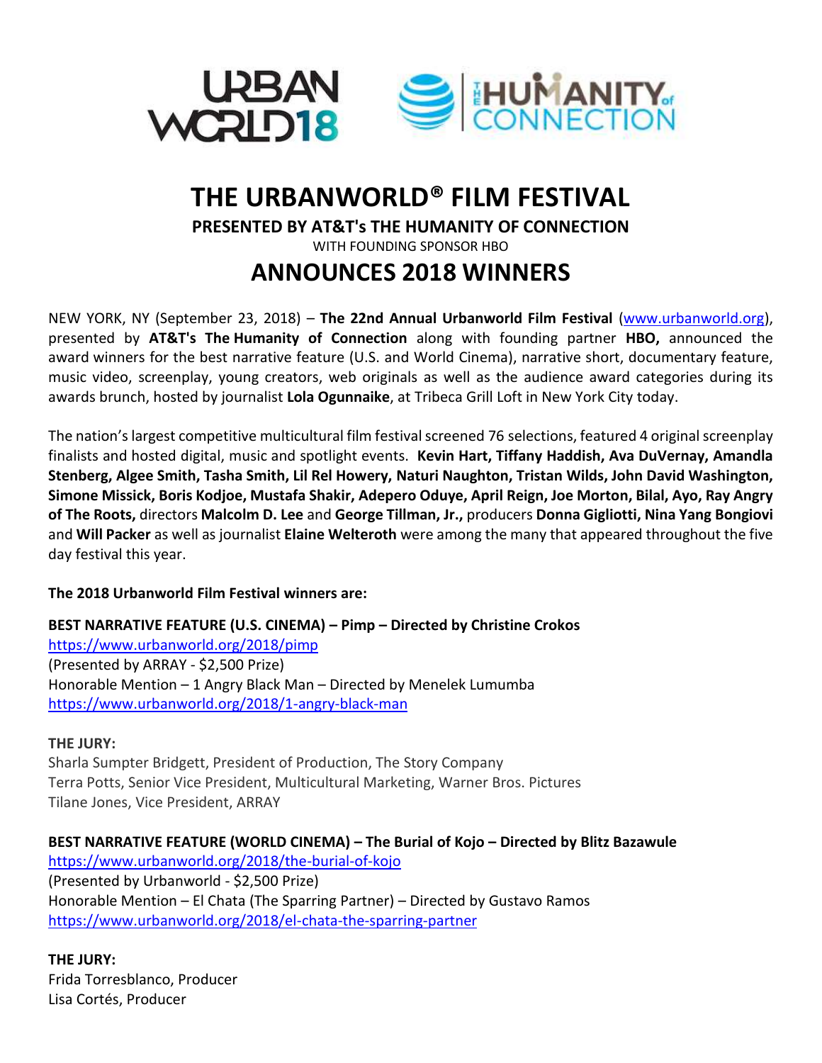# THE URBANWORLD® FILM FESTIVAL

**PRESENTED BY AT&T's THE HUMANITY OF CONNECTION**

WITH FOUNDING SPONSOR HBO

## ANNOUNCES 2018 WINNERS

NEW YORK, NY (September 23, 2018) – **The 22nd Annual Urbanworld Film Festival** (www.urbanworld.org), presented by **AT&T's The Humanity of Connection** along with founding partner **HBO,** announced the award winners for the best narrative feature (U.S. and World Cinema), narrative short, documentary feature, music video, screenplay, young creators, web originals as well as the audience award categories during its awards brunch, hosted by journalist **Lola Ogunnaike**, at Tribeca Grill Loft in New York City today.

The nation's largest competitive multicultural film festival screened 76 selections, featured 4 original screenplay finalists and hosted digital, music and spotlight events. **Kevin Hart, Tiffany Haddish, Ava DuVernay, Amandla Stenberg, Algee Smith, Tasha Smith, Lil Rel Howery, Naturi Naughton, Tristan Wilds, John David Washington, Simone Missick, Boris Kodjoe, Mustafa Shakir, Adepero Oduye, April Reign, Joe Morton, Bilal, Ayo, Ray Angry of The Roots,** directors **Malcolm D. Lee** and **George Tillman, Jr.,** producers **Donna Gigliotti, Nina Yang Bongiovi** and **Will Packer** as well as journalist **Elaine Welteroth** were among the many that appeared throughout the five day festival this year.

**The 2018 Urbanworld Film Festival winners are:**

**BEST NARRATIVE FEATURE (U.S. CINEMA) – Pimp – Directed by Christine Crokos**
https://www.urbanworld.org/2018/pimp
(Presented by ARRAY - $2,500 Prize)
Honorable Mention – 1 Angry Black Man – Directed by Menelek Lumumba
https://www.urbanworld.org/2018/1-angry-black-man

**THE JURY:**
Sharla Sumpter Bridgett, President of Production, The Story Company
Terra Potts, Senior Vice President, Multicultural Marketing, Warner Bros. Pictures
Tilane Jones, Vice President, ARRAY

**BEST NARRATIVE FEATURE (WORLD CINEMA) – The Burial of Kojo – Directed by Blitz Bazawule**
https://www.urbanworld.org/2018/the-burial-of-kojo
(Presented by Urbanworld - $2,500 Prize)
Honorable Mention – El Chata (The Sparring Partner) – Directed by Gustavo Ramos
https://www.urbanworld.org/2018/el-chata-the-sparring-partner

**THE JURY:**
Frida Torresblanco, Producer
Lisa Cortés, Producer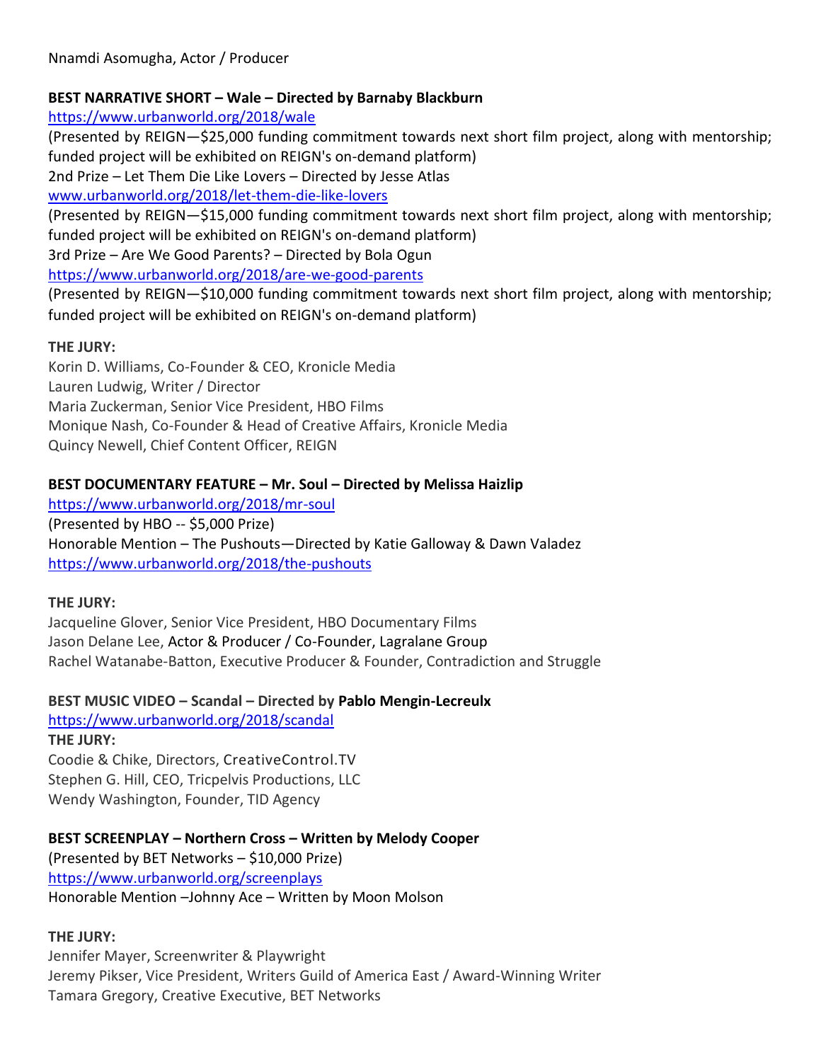Nnamdi Asomugha, Actor / Producer

**BEST NARRATIVE SHORT – Wale – Directed by Barnaby Blackburn**

https://www.urbanworld.org/2018/wale

(Presented by REIGN—$25,000 funding commitment towards next short film project, along with mentorship; funded project will be exhibited on REIGN's on-demand platform)

2nd Prize – Let Them Die Like Lovers – Directed by Jesse Atlas

www.urbanworld.org/2018/let-them-die-like-lovers

(Presented by REIGN—$15,000 funding commitment towards next short film project, along with mentorship; funded project will be exhibited on REIGN's on-demand platform)

3rd Prize – Are We Good Parents? – Directed by Bola Ogun

https://www.urbanworld.org/2018/are-we-good-parents

(Presented by REIGN—$10,000 funding commitment towards next short film project, along with mentorship; funded project will be exhibited on REIGN's on-demand platform)

**THE JURY:**

Korin D. Williams, Co-Founder & CEO, Kronicle Media
Lauren Ludwig, Writer / Director
Maria Zuckerman, Senior Vice President, HBO Films
Monique Nash, Co-Founder & Head of Creative Affairs, Kronicle Media
Quincy Newell, Chief Content Officer, REIGN

**BEST DOCUMENTARY FEATURE – Mr. Soul – Directed by Melissa Haizlip**

https://www.urbanworld.org/2018/mr-soul

(Presented by HBO -- $5,000 Prize)

Honorable Mention – The Pushouts—Directed by Katie Galloway & Dawn Valadez

https://www.urbanworld.org/2018/the-pushouts

**THE JURY:**

Jacqueline Glover, Senior Vice President, HBO Documentary Films
Jason Delane Lee, Actor & Producer / Co-Founder, Lagralane Group
Rachel Watanabe-Batton, Executive Producer & Founder, Contradiction and Struggle

**BEST MUSIC VIDEO – Scandal – Directed by Pablo Mengin-Lecreulx**

https://www.urbanworld.org/2018/scandal

**THE JURY:**

Coodie & Chike, Directors, CreativeControl.TV
Stephen G. Hill, CEO, Tricpelvis Productions, LLC
Wendy Washington, Founder, TID Agency

**BEST SCREENPLAY – Northern Cross – Written by Melody Cooper**

(Presented by BET Networks – $10,000 Prize)

https://www.urbanworld.org/screenplays

Honorable Mention –Johnny Ace – Written by Moon Molson

**THE JURY:**

Jennifer Mayer, Screenwriter & Playwright
Jeremy Pikser, Vice President, Writers Guild of America East / Award-Winning Writer
Tamara Gregory, Creative Executive, BET Networks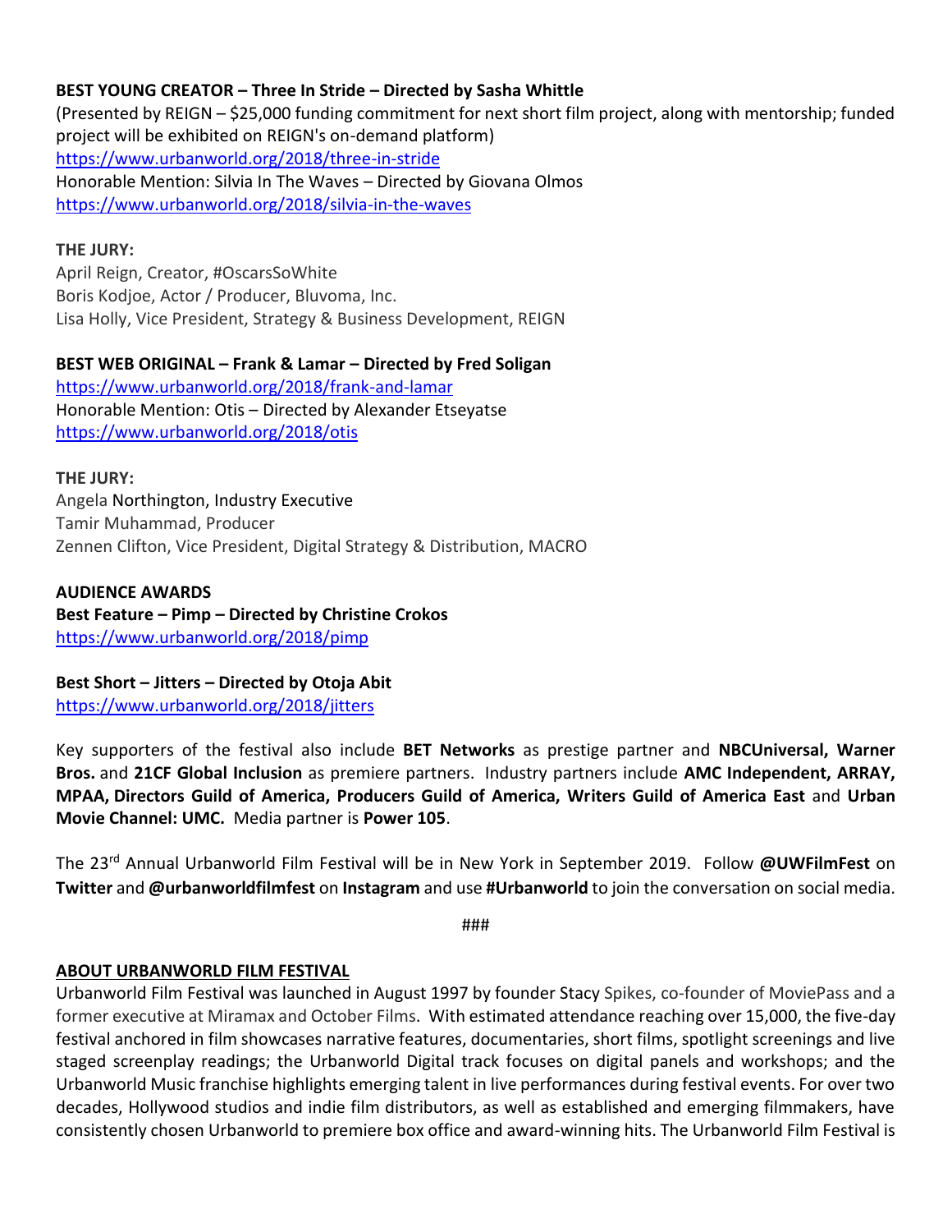**BEST YOUNG CREATOR – Three In Stride – Directed by Sasha Whittle**
(Presented by REIGN – $25,000 funding commitment for next short film project, along with mentorship; funded project will be exhibited on REIGN's on-demand platform)
https://www.urbanworld.org/2018/three-in-stride
Honorable Mention: Silvia In The Waves – Directed by Giovana Olmos
https://www.urbanworld.org/2018/silvia-in-the-waves

**THE JURY:**
April Reign, Creator, #OscarsSoWhite
Boris Kodjoe, Actor / Producer, Bluvoma, Inc.
Lisa Holly, Vice President, Strategy & Business Development, REIGN

**BEST WEB ORIGINAL – Frank & Lamar – Directed by Fred Soligan**
https://www.urbanworld.org/2018/frank-and-lamar
Honorable Mention: Otis – Directed by Alexander Etseyatse
https://www.urbanworld.org/2018/otis

**THE JURY:**
Angela Northington, Industry Executive
Tamir Muhammad, Producer
Zennen Clifton, Vice President, Digital Strategy & Distribution, MACRO

**AUDIENCE AWARDS**
**Best Feature – Pimp – Directed by Christine Crokos**
https://www.urbanworld.org/2018/pimp

**Best Short – Jitters – Directed by Otoja Abit**
https://www.urbanworld.org/2018/jitters

Key supporters of the festival also include **BET Networks** as prestige partner and **NBCUniversal, Warner Bros.** and **21CF Global Inclusion** as premiere partners. Industry partners include **AMC Independent, ARRAY, MPAA, Directors Guild of America, Producers Guild of America, Writers Guild of America East** and **Urban Movie Channel: UMC.** Media partner is **Power 105**.

The 23rd Annual Urbanworld Film Festival will be in New York in September 2019. Follow **@UWFilmFest** on **Twitter** and **@urbanworldfilmfest** on **Instagram** and use **#Urbanworld** to join the conversation on social media.

###

## ABOUT URBANWORLD FILM FESTIVAL

Urbanworld Film Festival was launched in August 1997 by founder Stacy Spikes, co-founder of MoviePass and a former executive at Miramax and October Films. With estimated attendance reaching over 15,000, the five-day festival anchored in film showcases narrative features, documentaries, short films, spotlight screenings and live staged screenplay readings; the Urbanworld Digital track focuses on digital panels and workshops; and the Urbanworld Music franchise highlights emerging talent in live performances during festival events. For over two decades, Hollywood studios and indie film distributors, as well as established and emerging filmmakers, have consistently chosen Urbanworld to premiere box office and award-winning hits. The Urbanworld Film Festival is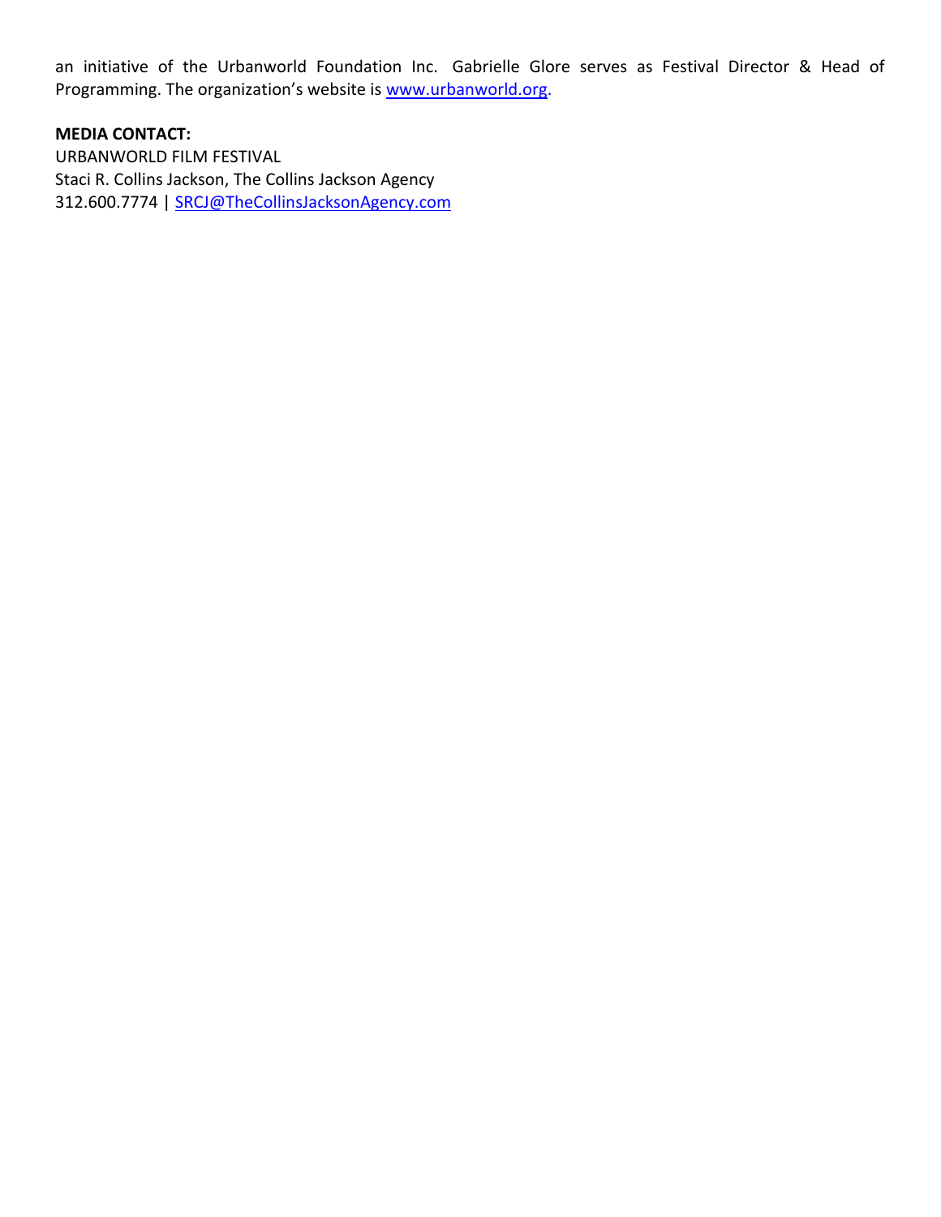an initiative of the Urbanworld Foundation Inc. Gabrielle Glore serves as Festival Director & Head of Programming. The organization's website is www.urbanworld.org.

**MEDIA CONTACT:**
URBANWORLD FILM FESTIVAL
Staci R. Collins Jackson, The Collins Jackson Agency
312.600.7774 | SRCJ@TheCollinsJacksonAgency.com